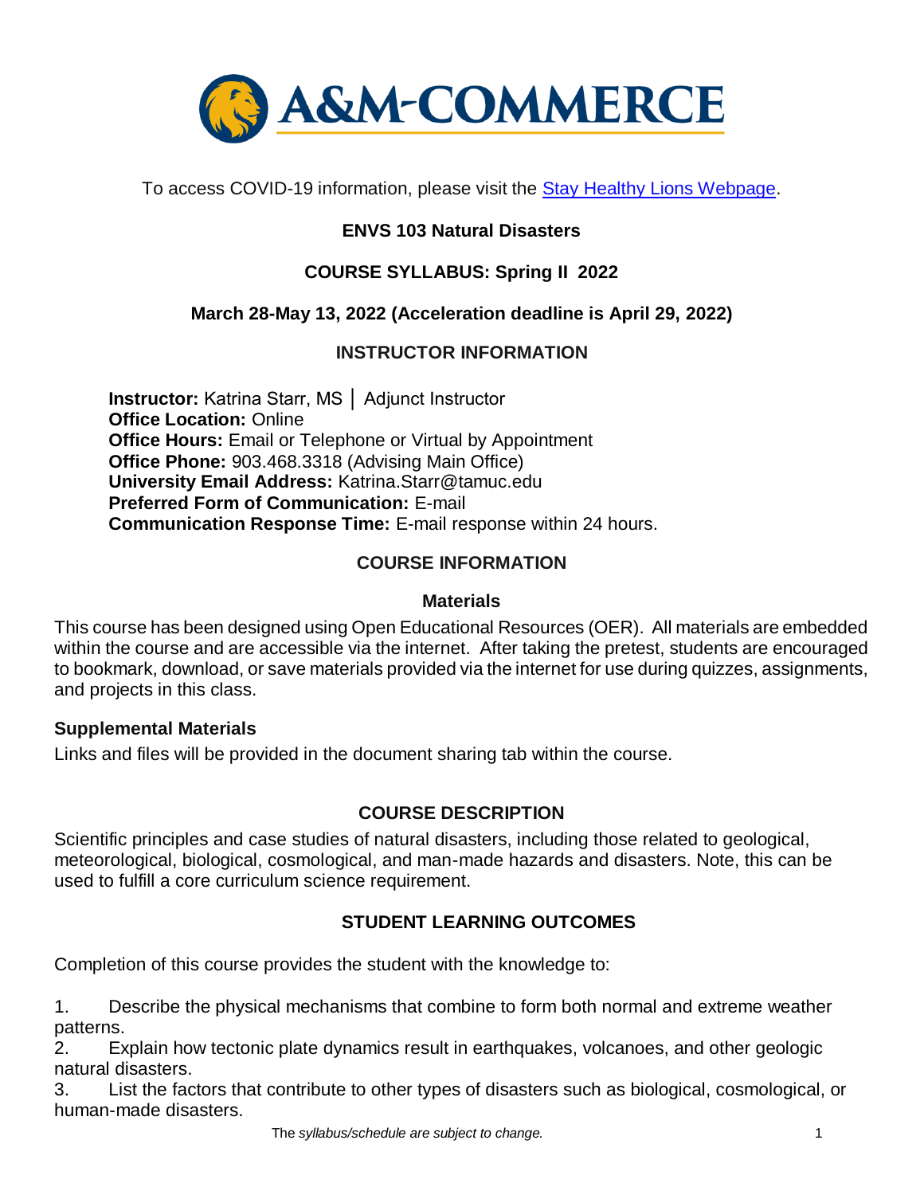To access COVID-19 information, please visit the [Stay Healthy Lions Webpage](#).

# ENVS 103 Natural Disasters

## COURSE SYLLABUS: Spring II 2022

### March 28-May 13, 2022 (Acceleration deadline is April 29, 2022)

## INSTRUCTOR INFORMATION

**Instructor:** Katrina Starr, MS │ Adjunct Instructor
**Office Location:** Online
**Office Hours:** Email or Telephone or Virtual by Appointment
**Office Phone:** 903.468.3318 (Advising Main Office)
**University Email Address:** Katrina.Starr@tamuc.edu
**Preferred Form of Communication:** E-mail
**Communication Response Time:** E-mail response within 24 hours.

## COURSE INFORMATION

### Materials

This course has been designed using Open Educational Resources (OER). All materials are embedded within the course and are accessible via the internet. After taking the pretest, students are encouraged to bookmark, download, or save materials provided via the internet for use during quizzes, assignments, and projects in this class.

**Supplemental Materials**

Links and files will be provided in the document sharing tab within the course.

## COURSE DESCRIPTION

Scientific principles and case studies of natural disasters, including those related to geological, meteorological, biological, cosmological, and man-made hazards and disasters. Note, this can be used to fulfill a core curriculum science requirement.

## STUDENT LEARNING OUTCOMES

Completion of this course provides the student with the knowledge to:

1. Describe the physical mechanisms that combine to form both normal and extreme weather patterns.
2. Explain how tectonic plate dynamics result in earthquakes, volcanoes, and other geologic natural disasters.
3. List the factors that contribute to other types of disasters such as biological, cosmological, or human-made disasters.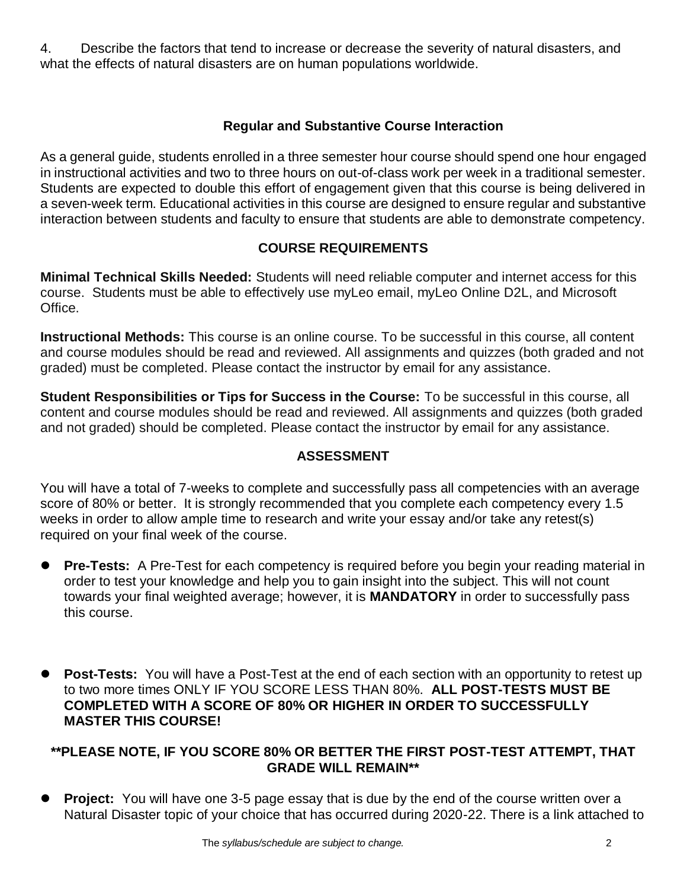4. Describe the factors that tend to increase or decrease the severity of natural disasters, and what the effects of natural disasters are on human populations worldwide.

## Regular and Substantive Course Interaction

As a general guide, students enrolled in a three semester hour course should spend one hour engaged in instructional activities and two to three hours on out-of-class work per week in a traditional semester. Students are expected to double this effort of engagement given that this course is being delivered in a seven-week term. Educational activities in this course are designed to ensure regular and substantive interaction between students and faculty to ensure that students are able to demonstrate competency.

## COURSE REQUIREMENTS

**Minimal Technical Skills Needed:** Students will need reliable computer and internet access for this course. Students must be able to effectively use myLeo email, myLeo Online D2L, and Microsoft Office.

**Instructional Methods:** This course is an online course. To be successful in this course, all content and course modules should be read and reviewed. All assignments and quizzes (both graded and not graded) must be completed. Please contact the instructor by email for any assistance.

**Student Responsibilities or Tips for Success in the Course:** To be successful in this course, all content and course modules should be read and reviewed. All assignments and quizzes (both graded and not graded) should be completed. Please contact the instructor by email for any assistance.

## ASSESSMENT

You will have a total of 7-weeks to complete and successfully pass all competencies with an average score of 80% or better. It is strongly recommended that you complete each competency every 1.5 weeks in order to allow ample time to research and write your essay and/or take any retest(s) required on your final week of the course.

- **Pre-Tests:** A Pre-Test for each competency is required before you begin your reading material in order to test your knowledge and help you to gain insight into the subject. This will not count towards your final weighted average; however, it is **MANDATORY** in order to successfully pass this course.

- **Post-Tests:** You will have a Post-Test at the end of each section with an opportunity to retest up to two more times ONLY IF YOU SCORE LESS THAN 80%. **ALL POST-TESTS MUST BE COMPLETED WITH A SCORE OF 80% OR HIGHER IN ORDER TO SUCCESSFULLY MASTER THIS COURSE!**

**\*\*PLEASE NOTE, IF YOU SCORE 80% OR BETTER THE FIRST POST-TEST ATTEMPT, THAT GRADE WILL REMAIN\*\***

- **Project:** You will have one 3-5 page essay that is due by the end of the course written over a Natural Disaster topic of your choice that has occurred during 2020-22. There is a link attached to

*The syllabus/schedule are subject to change.*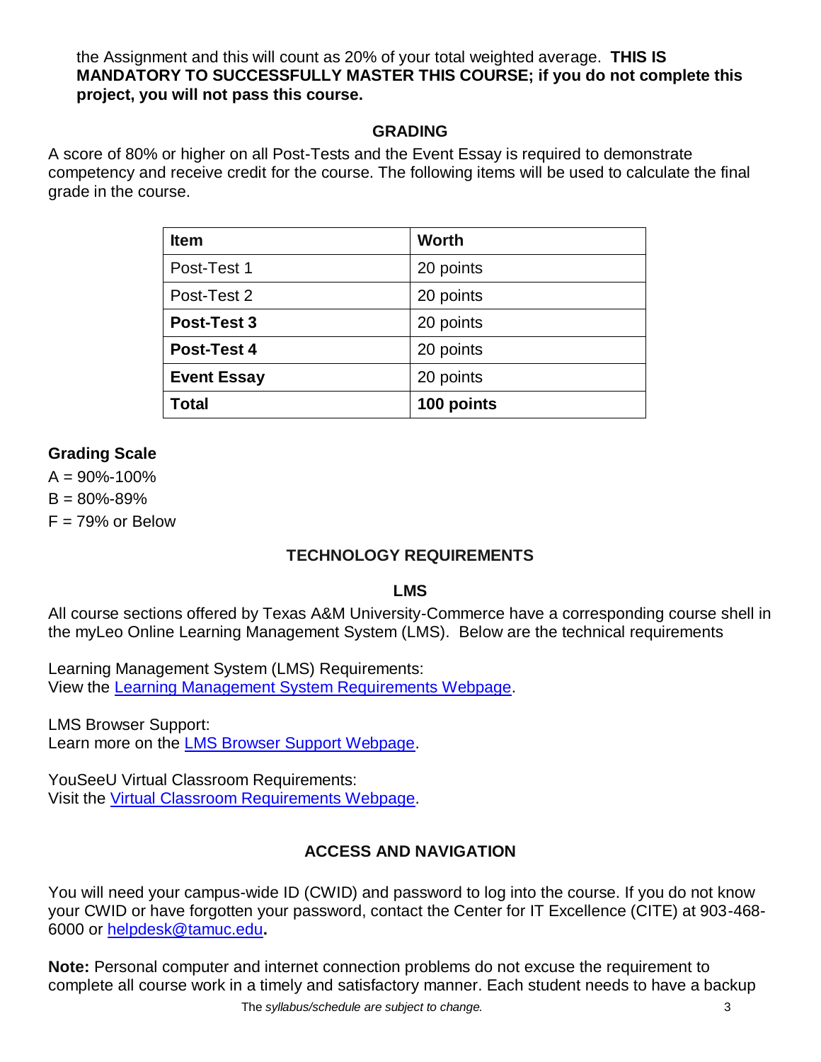the Assignment and this will count as 20% of your total weighted average. **THIS IS MANDATORY TO SUCCESSFULLY MASTER THIS COURSE; if you do not complete this project, you will not pass this course.**

## GRADING

A score of 80% or higher on all Post-Tests and the Event Essay is required to demonstrate competency and receive credit for the course. The following items will be used to calculate the final grade in the course.

| **Item** | **Worth** |
|---|---|
| Post-Test 1 | 20 points |
| Post-Test 2 | 20 points |
| **Post-Test 3** | 20 points |
| **Post-Test 4** | 20 points |
| **Event Essay** | 20 points |
| **Total** | **100 points** |

### Grading Scale

A = 90%-100%

B = 80%-89%

F = 79% or Below

## TECHNOLOGY REQUIREMENTS

### LMS

All course sections offered by Texas A&M University-Commerce have a corresponding course shell in the myLeo Online Learning Management System (LMS). Below are the technical requirements

Learning Management System (LMS) Requirements:
View the Learning Management System Requirements Webpage.

LMS Browser Support:
Learn more on the LMS Browser Support Webpage.

YouSeeU Virtual Classroom Requirements:
Visit the Virtual Classroom Requirements Webpage.

## ACCESS AND NAVIGATION

You will need your campus-wide ID (CWID) and password to log into the course. If you do not know your CWID or have forgotten your password, contact the Center for IT Excellence (CITE) at 903-468-6000 or helpdesk@tamuc.edu**.**

**Note:** Personal computer and internet connection problems do not excuse the requirement to complete all course work in a timely and satisfactory manner. Each student needs to have a backup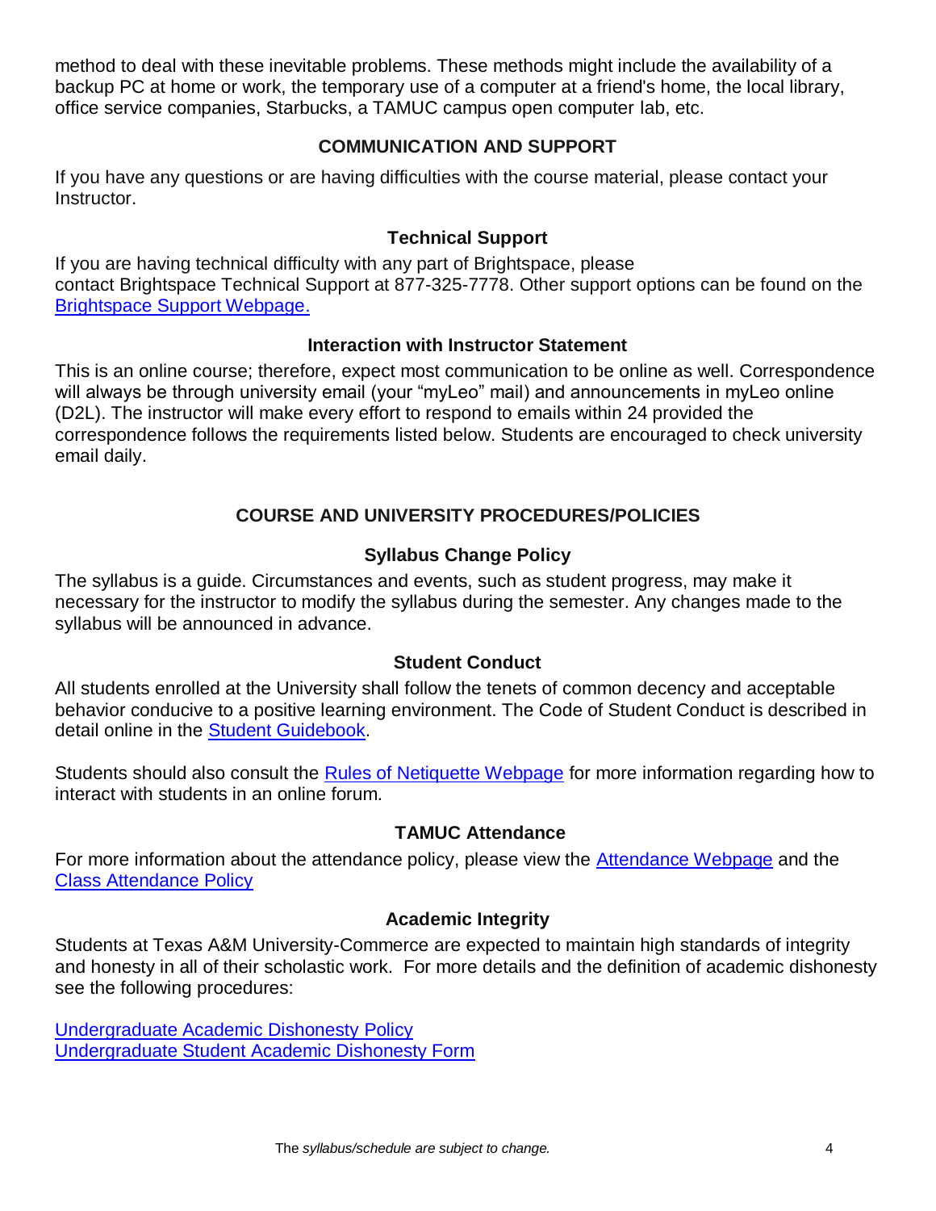method to deal with these inevitable problems. These methods might include the availability of a backup PC at home or work, the temporary use of a computer at a friend's home, the local library, office service companies, Starbucks, a TAMUC campus open computer lab, etc.

## COMMUNICATION AND SUPPORT

If you have any questions or are having difficulties with the course material, please contact your Instructor.

### Technical Support

If you are having technical difficulty with any part of Brightspace, please contact Brightspace Technical Support at 877-325-7778. Other support options can be found on the Brightspace Support Webpage.

### Interaction with Instructor Statement

This is an online course; therefore, expect most communication to be online as well. Correspondence will always be through university email (your "myLeo" mail) and announcements in myLeo online (D2L). The instructor will make every effort to respond to emails within 24 provided the correspondence follows the requirements listed below. Students are encouraged to check university email daily.

## COURSE AND UNIVERSITY PROCEDURES/POLICIES

### Syllabus Change Policy

The syllabus is a guide. Circumstances and events, such as student progress, may make it necessary for the instructor to modify the syllabus during the semester. Any changes made to the syllabus will be announced in advance.

### Student Conduct

All students enrolled at the University shall follow the tenets of common decency and acceptable behavior conducive to a positive learning environment. The Code of Student Conduct is described in detail online in the Student Guidebook.

Students should also consult the Rules of Netiquette Webpage for more information regarding how to interact with students in an online forum.

### TAMUC Attendance

For more information about the attendance policy, please view the Attendance Webpage and the Class Attendance Policy

### Academic Integrity

Students at Texas A&M University-Commerce are expected to maintain high standards of integrity and honesty in all of their scholastic work. For more details and the definition of academic dishonesty see the following procedures:

Undergraduate Academic Dishonesty Policy
Undergraduate Student Academic Dishonesty Form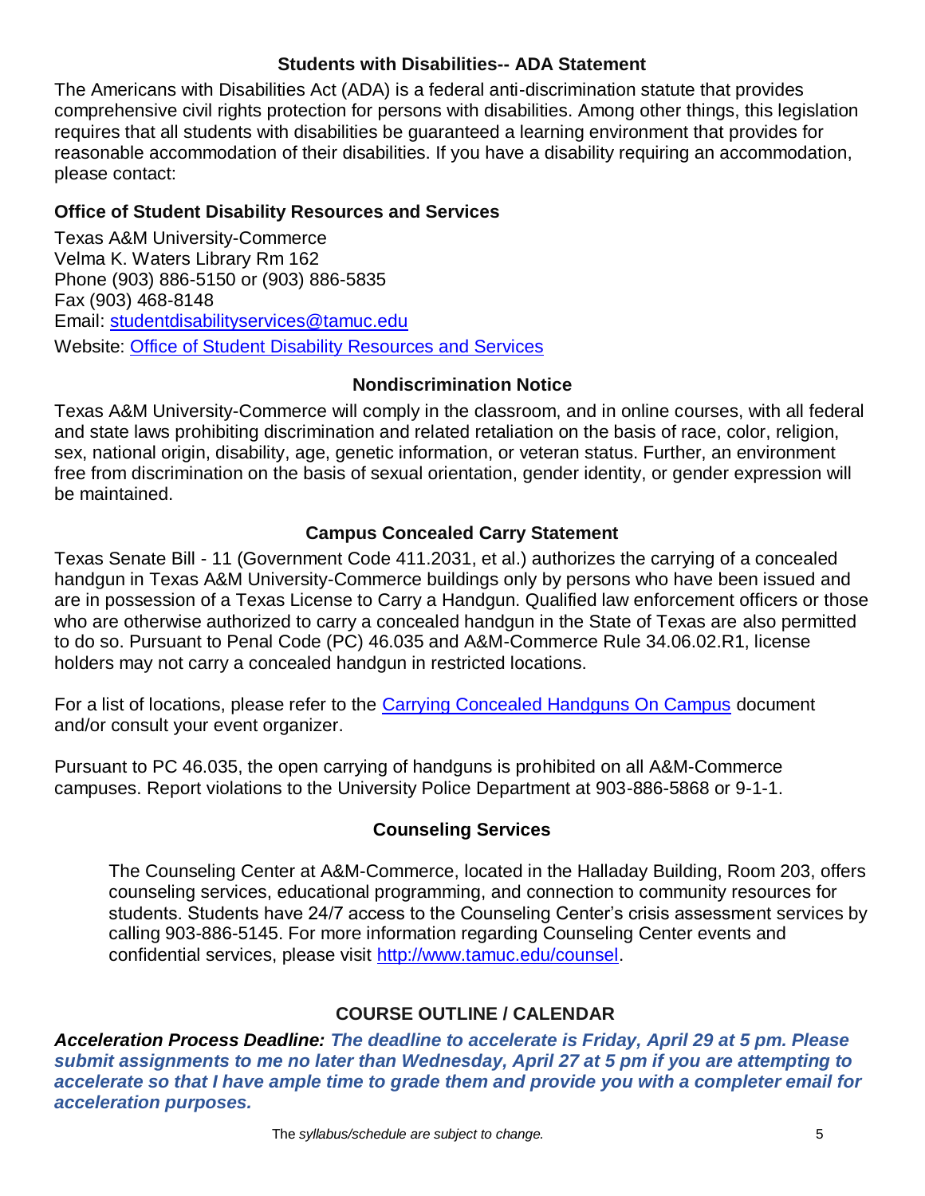## Students with Disabilities-- ADA Statement

The Americans with Disabilities Act (ADA) is a federal anti-discrimination statute that provides comprehensive civil rights protection for persons with disabilities. Among other things, this legislation requires that all students with disabilities be guaranteed a learning environment that provides for reasonable accommodation of their disabilities. If you have a disability requiring an accommodation, please contact:

**Office of Student Disability Resources and Services**

Texas A&M University-Commerce
Velma K. Waters Library Rm 162
Phone (903) 886-5150 or (903) 886-5835
Fax (903) 468-8148
Email: studentdisabilityservices@tamuc.edu
Website: Office of Student Disability Resources and Services

## Nondiscrimination Notice

Texas A&M University-Commerce will comply in the classroom, and in online courses, with all federal and state laws prohibiting discrimination and related retaliation on the basis of race, color, religion, sex, national origin, disability, age, genetic information, or veteran status. Further, an environment free from discrimination on the basis of sexual orientation, gender identity, or gender expression will be maintained.

## Campus Concealed Carry Statement

Texas Senate Bill - 11 (Government Code 411.2031, et al.) authorizes the carrying of a concealed handgun in Texas A&M University-Commerce buildings only by persons who have been issued and are in possession of a Texas License to Carry a Handgun. Qualified law enforcement officers or those who are otherwise authorized to carry a concealed handgun in the State of Texas are also permitted to do so. Pursuant to Penal Code (PC) 46.035 and A&M-Commerce Rule 34.06.02.R1, license holders may not carry a concealed handgun in restricted locations.

For a list of locations, please refer to the Carrying Concealed Handguns On Campus document and/or consult your event organizer.

Pursuant to PC 46.035, the open carrying of handguns is prohibited on all A&M-Commerce campuses. Report violations to the University Police Department at 903-886-5868 or 9-1-1.

## Counseling Services

The Counseling Center at A&M-Commerce, located in the Halladay Building, Room 203, offers counseling services, educational programming, and connection to community resources for students. Students have 24/7 access to the Counseling Center's crisis assessment services by calling 903-886-5145. For more information regarding Counseling Center events and confidential services, please visit http://www.tamuc.edu/counsel.

## COURSE OUTLINE / CALENDAR

***Acceleration Process Deadline:*** ***The deadline to accelerate is Friday, April 29 at 5 pm. Please submit assignments to me no later than Wednesday, April 27 at 5 pm if you are attempting to accelerate so that I have ample time to grade them and provide you with a completer email for acceleration purposes.***

The *syllabus/schedule are subject to change.*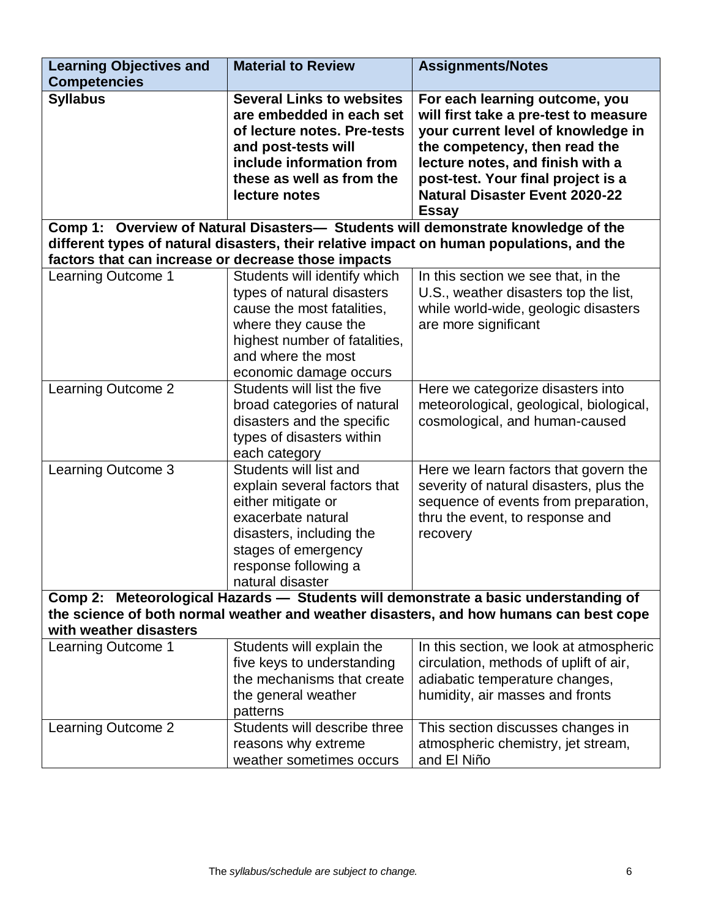| Learning Objectives and Competencies | Material to Review | Assignments/Notes |
|---|---|---|
| **Syllabus** | **Several Links to websites are embedded in each set of lecture notes. Pre-tests and post-tests will include information from these as well as from the lecture notes** | **For each learning outcome, you will first take a pre-test to measure your current level of knowledge in the competency, then read the lecture notes, and finish with a post-test. Your final project is a Natural Disaster Event 2020-22 Essay** |
| **Comp 1: Overview of Natural Disasters— Students will demonstrate knowledge of the different types of natural disasters, their relative impact on human populations, and the factors that can increase or decrease those impacts** | | |
| Learning Outcome 1 | Students will identify which types of natural disasters cause the most fatalities, where they cause the highest number of fatalities, and where the most economic damage occurs | In this section we see that, in the U.S., weather disasters top the list, while world-wide, geologic disasters are more significant |
| Learning Outcome 2 | Students will list the five broad categories of natural disasters and the specific types of disasters within each category | Here we categorize disasters into meteorological, geological, biological, cosmological, and human-caused |
| Learning Outcome 3 | Students will list and explain several factors that either mitigate or exacerbate natural disasters, including the stages of emergency response following a natural disaster | Here we learn factors that govern the severity of natural disasters, plus the sequence of events from preparation, thru the event, to response and recovery |
| **Comp 2: Meteorological Hazards — Students will demonstrate a basic understanding of the science of both normal weather and weather disasters, and how humans can best cope with weather disasters** | | |
| Learning Outcome 1 | Students will explain the five keys to understanding the mechanisms that create the general weather patterns | In this section, we look at atmospheric circulation, methods of uplift of air, adiabatic temperature changes, humidity, air masses and fronts |
| Learning Outcome 2 | Students will describe three reasons why extreme weather sometimes occurs | This section discusses changes in atmospheric chemistry, jet stream, and El Niño |

The *syllabus/schedule are subject to change.*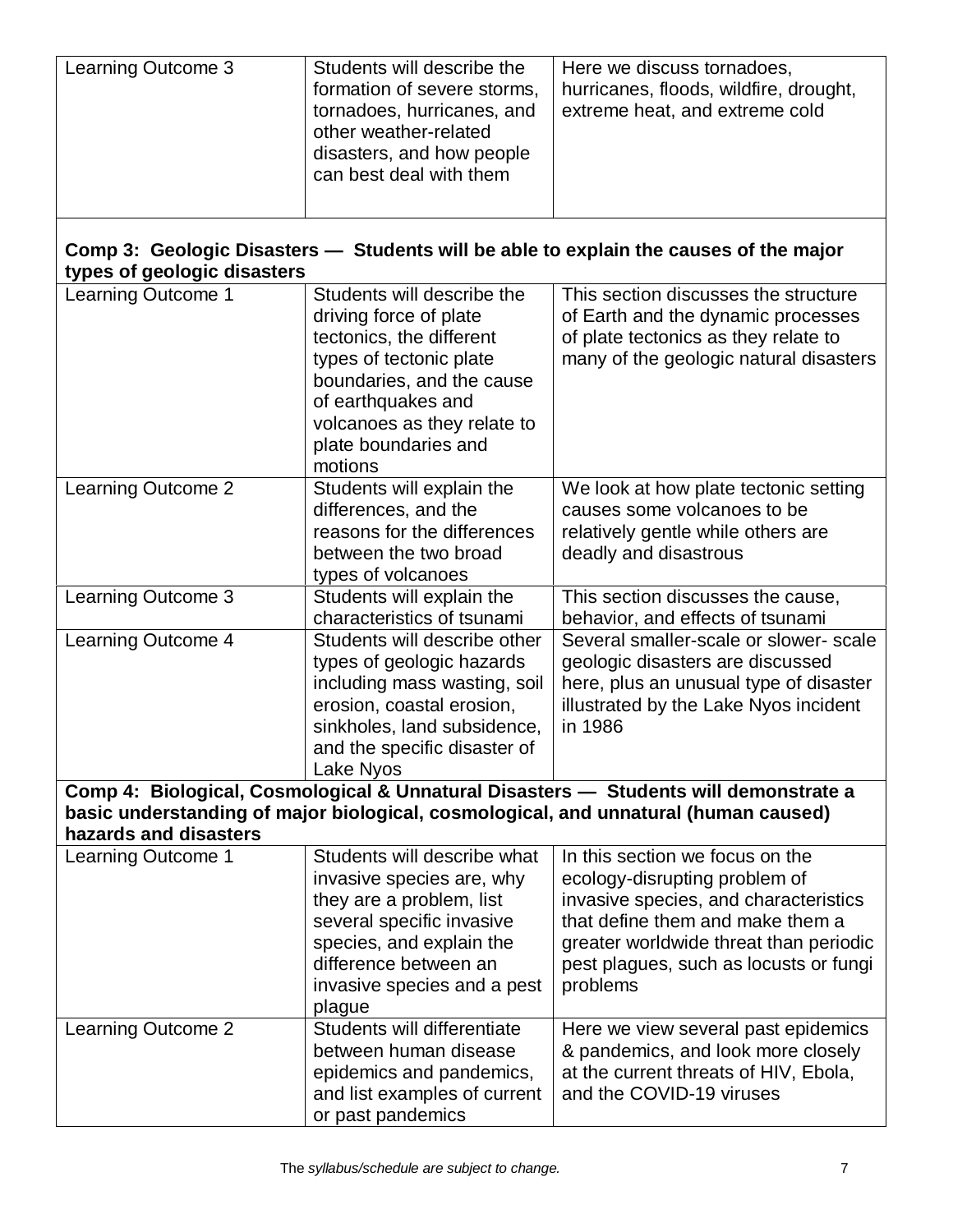| | | |
|---|---|---|
| Learning Outcome 3 | Students will describe the formation of severe storms, tornadoes, hurricanes, and other weather-related disasters, and how people can best deal with them | Here we discuss tornadoes, hurricanes, floods, wildfire, drought, extreme heat, and extreme cold |
| **Comp 3: Geologic Disasters — Students will be able to explain the causes of the major types of geologic disasters** | | |
| Learning Outcome 1 | Students will describe the driving force of plate tectonics, the different types of tectonic plate boundaries, and the cause of earthquakes and volcanoes as they relate to plate boundaries and motions | This section discusses the structure of Earth and the dynamic processes of plate tectonics as they relate to many of the geologic natural disasters |
| Learning Outcome 2 | Students will explain the differences, and the reasons for the differences between the two broad types of volcanoes | We look at how plate tectonic setting causes some volcanoes to be relatively gentle while others are deadly and disastrous |
| Learning Outcome 3 | Students will explain the characteristics of tsunami | This section discusses the cause, behavior, and effects of tsunami |
| Learning Outcome 4 | Students will describe other types of geologic hazards including mass wasting, soil erosion, coastal erosion, sinkholes, land subsidence, and the specific disaster of Lake Nyos | Several smaller-scale or slower- scale geologic disasters are discussed here, plus an unusual type of disaster illustrated by the Lake Nyos incident in 1986 |
| **Comp 4: Biological, Cosmological & Unnatural Disasters — Students will demonstrate a basic understanding of major biological, cosmological, and unnatural (human caused) hazards and disasters** | | |
| Learning Outcome 1 | Students will describe what invasive species are, why they are a problem, list several specific invasive species, and explain the difference between an invasive species and a pest plague | In this section we focus on the ecology-disrupting problem of invasive species, and characteristics that define them and make them a greater worldwide threat than periodic pest plagues, such as locusts or fungi problems |
| Learning Outcome 2 | Students will differentiate between human disease epidemics and pandemics, and list examples of current or past pandemics | Here we view several past epidemics & pandemics, and look more closely at the current threats of HIV, Ebola, and the COVID-19 viruses |

The *syllabus/schedule are subject to change.*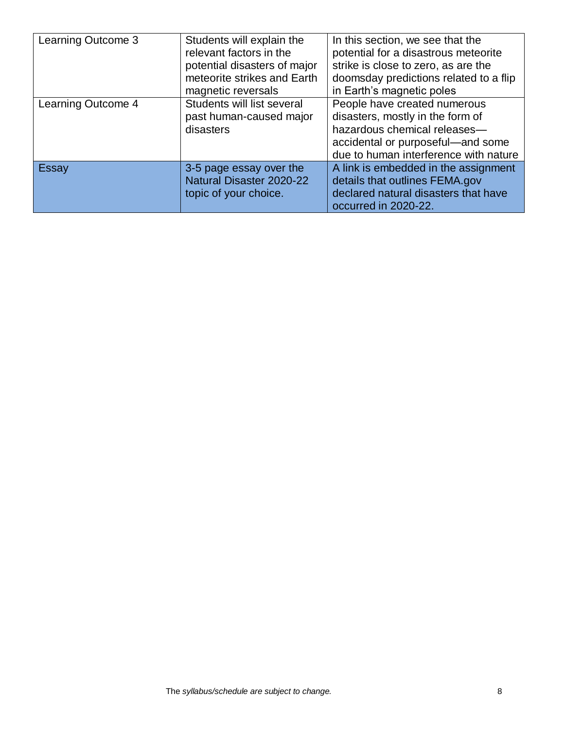| | | |
|---|---|---|
| Learning Outcome 3 | Students will explain the relevant factors in the potential disasters of major meteorite strikes and Earth magnetic reversals | In this section, we see that the potential for a disastrous meteorite strike is close to zero, as are the doomsday predictions related to a flip in Earth's magnetic poles |
| Learning Outcome 4 | Students will list several past human-caused major disasters | People have created numerous disasters, mostly in the form of hazardous chemical releases—accidental or purposeful—and some due to human interference with nature |
| Essay | 3-5 page essay over the Natural Disaster 2020-22 topic of your choice. | A link is embedded in the assignment details that outlines FEMA.gov declared natural disasters that have occurred in 2020-22. |

The *syllabus/schedule are subject to change.*